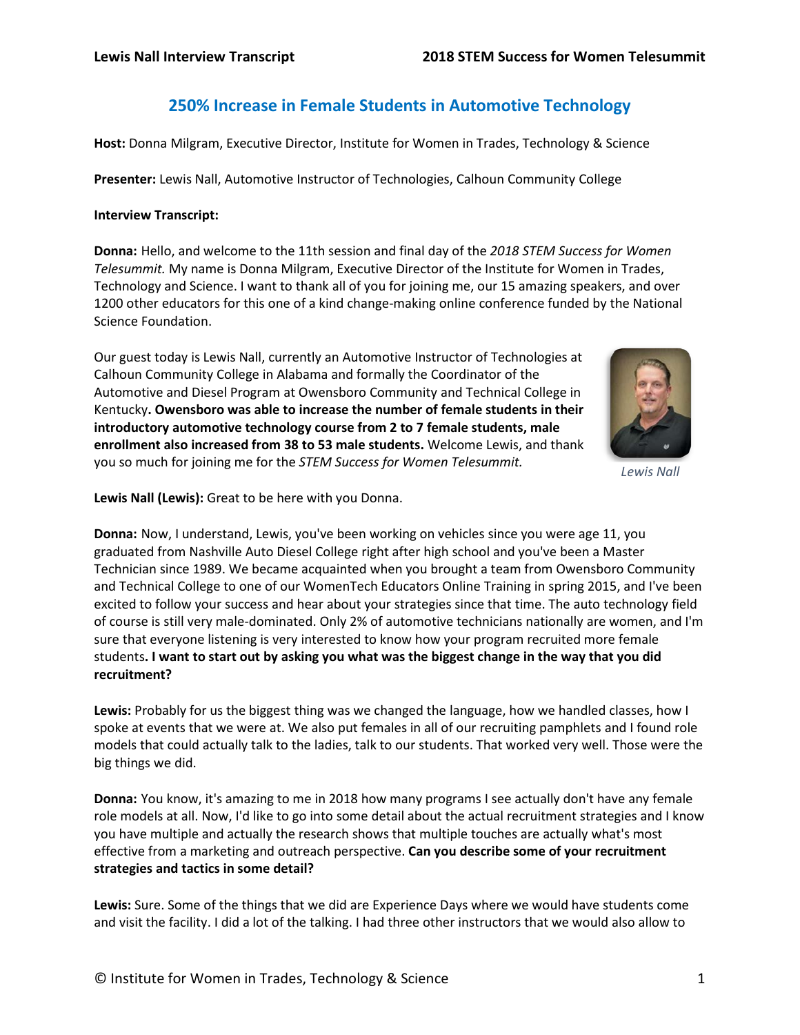# 250% Increase in Female Students in Automotive Technology

**Host:** Donna Milgram, Executive Director, Institute for Women in Trades, Technology & Science

**Presenter:** Lewis Nall, Automotive Instructor of Technologies, Calhoun Community College

**Interview Transcript:**

**Donna:** Hello, and welcome to the 11th session and final day of the *2018 STEM Success for Women Telesummit.* My name is Donna Milgram, Executive Director of the Institute for Women in Trades, Technology and Science. I want to thank all of you for joining me, our 15 amazing speakers, and over 1200 other educators for this one of a kind change-making online conference funded by the National Science Foundation.

Our guest today is Lewis Nall, currently an Automotive Instructor of Technologies at Calhoun Community College in Alabama and formally the Coordinator of the Automotive and Diesel Program at Owensboro Community and Technical College in Kentucky**. Owensboro was able to increase the number of female students in their introductory automotive technology course from 2 to 7 female students, male enrollment also increased from 38 to 53 male students.** Welcome Lewis, and thank you so much for joining me for the *STEM Success for Women Telesummit.*

*Lewis Nall*

**Lewis Nall (Lewis):** Great to be here with you Donna.

**Donna:** Now, I understand, Lewis, you've been working on vehicles since you were age 11, you graduated from Nashville Auto Diesel College right after high school and you've been a Master Technician since 1989. We became acquainted when you brought a team from Owensboro Community and Technical College to one of our WomenTech Educators Online Training in spring 2015, and I've been excited to follow your success and hear about your strategies since that time. The auto technology field of course is still very male-dominated. Only 2% of automotive technicians nationally are women, and I'm sure that everyone listening is very interested to know how your program recruited more female students**. I want to start out by asking you what was the biggest change in the way that you did recruitment?**

**Lewis:** Probably for us the biggest thing was we changed the language, how we handled classes, how I spoke at events that we were at. We also put females in all of our recruiting pamphlets and I found role models that could actually talk to the ladies, talk to our students. That worked very well. Those were the big things we did.

**Donna:** You know, it's amazing to me in 2018 how many programs I see actually don't have any female role models at all. Now, I'd like to go into some detail about the actual recruitment strategies and I know you have multiple and actually the research shows that multiple touches are actually what's most effective from a marketing and outreach perspective. **Can you describe some of your recruitment strategies and tactics in some detail?**

**Lewis:** Sure. Some of the things that we did are Experience Days where we would have students come and visit the facility. I did a lot of the talking. I had three other instructors that we would also allow to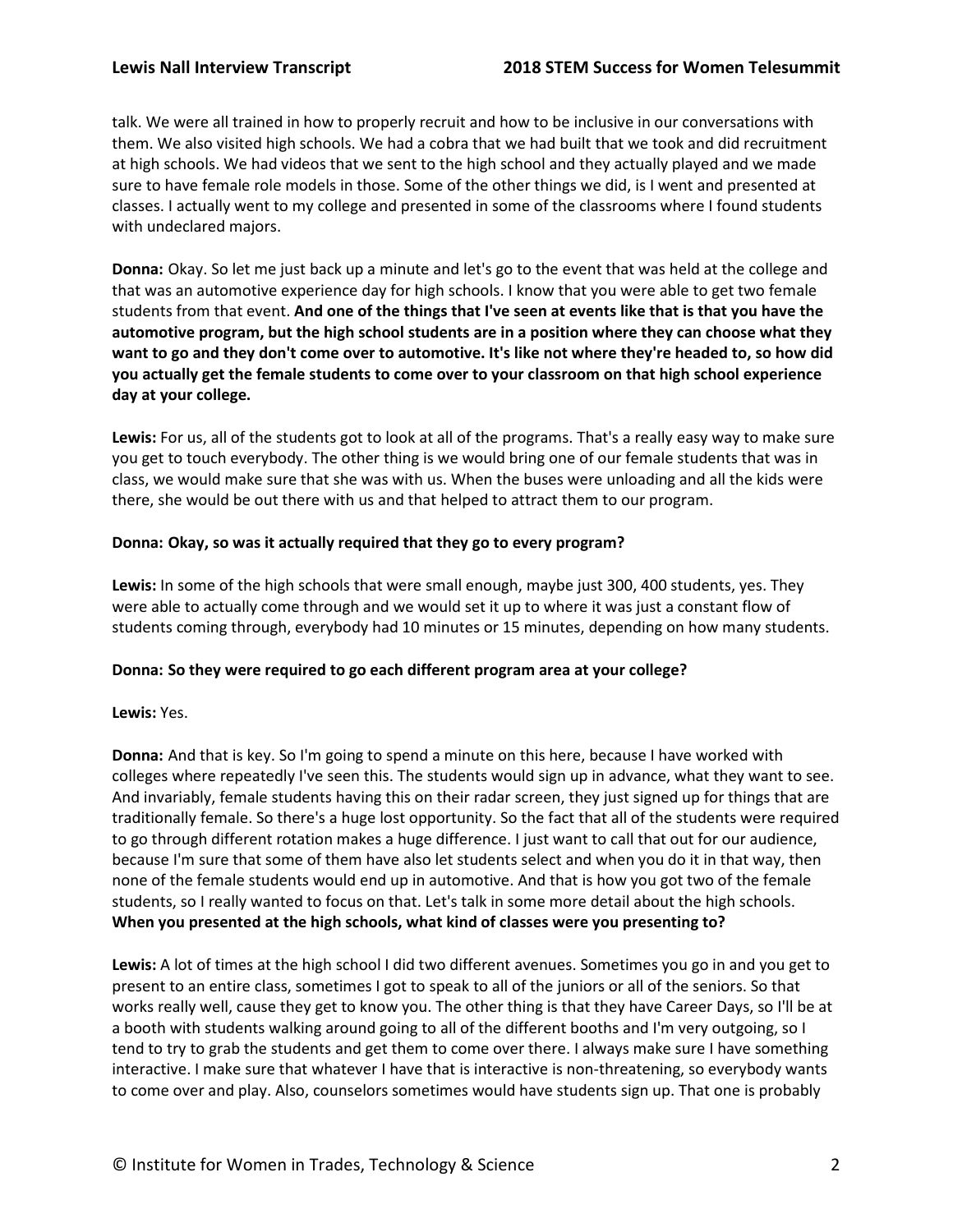talk. We were all trained in how to properly recruit and how to be inclusive in our conversations with them. We also visited high schools. We had a cobra that we had built that we took and did recruitment at high schools. We had videos that we sent to the high school and they actually played and we made sure to have female role models in those. Some of the other things we did, is I went and presented at classes. I actually went to my college and presented in some of the classrooms where I found students with undeclared majors.

**Donna:** Okay. So let me just back up a minute and let's go to the event that was held at the college and that was an automotive experience day for high schools. I know that you were able to get two female students from that event. **And one of the things that I've seen at events like that is that you have the automotive program, but the high school students are in a position where they can choose what they want to go and they don't come over to automotive. It's like not where they're headed to, so how did you actually get the female students to come over to your classroom on that high school experience day at your college.**

**Lewis:** For us, all of the students got to look at all of the programs. That's a really easy way to make sure you get to touch everybody. The other thing is we would bring one of our female students that was in class, we would make sure that she was with us. When the buses were unloading and all the kids were there, she would be out there with us and that helped to attract them to our program.

**Donna: Okay, so was it actually required that they go to every program?**

**Lewis:** In some of the high schools that were small enough, maybe just 300, 400 students, yes. They were able to actually come through and we would set it up to where it was just a constant flow of students coming through, everybody had 10 minutes or 15 minutes, depending on how many students.

**Donna: So they were required to go each different program area at your college?**

**Lewis:** Yes.

**Donna:** And that is key. So I'm going to spend a minute on this here, because I have worked with colleges where repeatedly I've seen this. The students would sign up in advance, what they want to see. And invariably, female students having this on their radar screen, they just signed up for things that are traditionally female. So there's a huge lost opportunity. So the fact that all of the students were required to go through different rotation makes a huge difference. I just want to call that out for our audience, because I'm sure that some of them have also let students select and when you do it in that way, then none of the female students would end up in automotive. And that is how you got two of the female students, so I really wanted to focus on that. Let's talk in some more detail about the high schools. **When you presented at the high schools, what kind of classes were you presenting to?**

**Lewis:** A lot of times at the high school I did two different avenues. Sometimes you go in and you get to present to an entire class, sometimes I got to speak to all of the juniors or all of the seniors. So that works really well, cause they get to know you. The other thing is that they have Career Days, so I'll be at a booth with students walking around going to all of the different booths and I'm very outgoing, so I tend to try to grab the students and get them to come over there. I always make sure I have something interactive. I make sure that whatever I have that is interactive is non-threatening, so everybody wants to come over and play. Also, counselors sometimes would have students sign up. That one is probably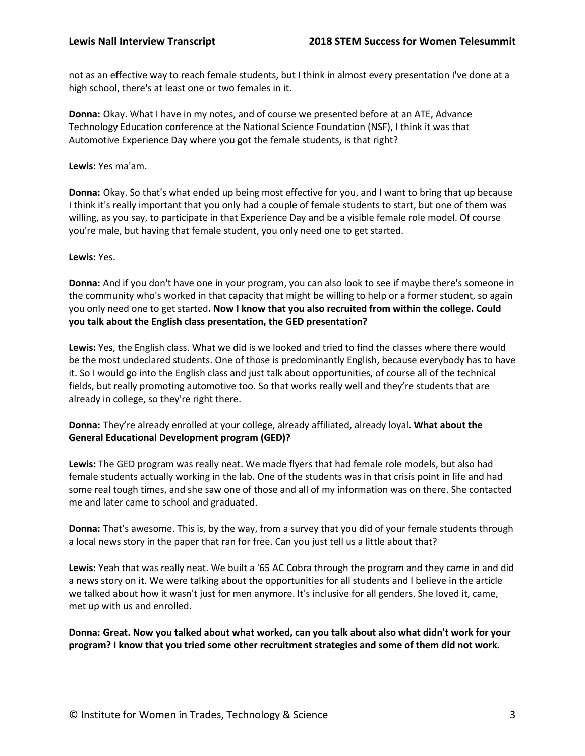not as an effective way to reach female students, but I think in almost every presentation I've done at a high school, there's at least one or two females in it.

**Donna:** Okay. What I have in my notes, and of course we presented before at an ATE, Advance Technology Education conference at the National Science Foundation (NSF), I think it was that Automotive Experience Day where you got the female students, is that right?

**Lewis:** Yes ma'am.

**Donna:** Okay. So that's what ended up being most effective for you, and I want to bring that up because I think it's really important that you only had a couple of female students to start, but one of them was willing, as you say, to participate in that Experience Day and be a visible female role model. Of course you're male, but having that female student, you only need one to get started.

**Lewis:** Yes.

**Donna:** And if you don't have one in your program, you can also look to see if maybe there's someone in the community who's worked in that capacity that might be willing to help or a former student, so again you only need one to get started**. Now I know that you also recruited from within the college. Could you talk about the English class presentation, the GED presentation?**

**Lewis:** Yes, the English class. What we did is we looked and tried to find the classes where there would be the most undeclared students. One of those is predominantly English, because everybody has to have it. So I would go into the English class and just talk about opportunities, of course all of the technical fields, but really promoting automotive too. So that works really well and they're students that are already in college, so they're right there.

**Donna:** They're already enrolled at your college, already affiliated, already loyal. **What about the General Educational Development program (GED)?**

**Lewis:** The GED program was really neat. We made flyers that had female role models, but also had female students actually working in the lab. One of the students was in that crisis point in life and had some real tough times, and she saw one of those and all of my information was on there. She contacted me and later came to school and graduated.

**Donna:** That's awesome. This is, by the way, from a survey that you did of your female students through a local news story in the paper that ran for free. Can you just tell us a little about that?

**Lewis:** Yeah that was really neat. We built a '65 AC Cobra through the program and they came in and did a news story on it. We were talking about the opportunities for all students and I believe in the article we talked about how it wasn't just for men anymore. It's inclusive for all genders. She loved it, came, met up with us and enrolled.

**Donna: Great. Now you talked about what worked, can you talk about also what didn't work for your program? I know that you tried some other recruitment strategies and some of them did not work.**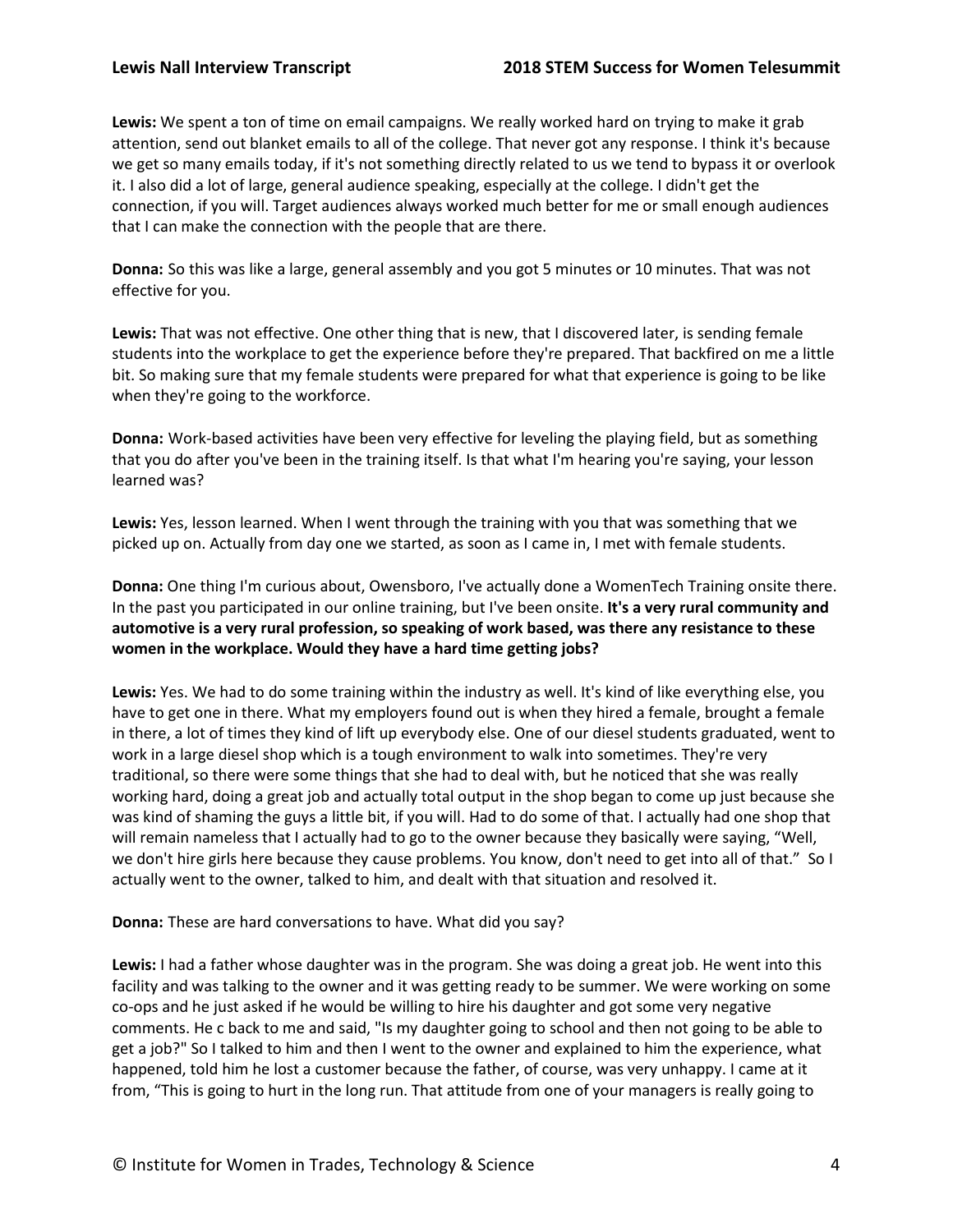**Lewis:** We spent a ton of time on email campaigns. We really worked hard on trying to make it grab attention, send out blanket emails to all of the college. That never got any response. I think it's because we get so many emails today, if it's not something directly related to us we tend to bypass it or overlook it. I also did a lot of large, general audience speaking, especially at the college. I didn't get the connection, if you will. Target audiences always worked much better for me or small enough audiences that I can make the connection with the people that are there.

**Donna:** So this was like a large, general assembly and you got 5 minutes or 10 minutes. That was not effective for you.

**Lewis:** That was not effective. One other thing that is new, that I discovered later, is sending female students into the workplace to get the experience before they're prepared. That backfired on me a little bit. So making sure that my female students were prepared for what that experience is going to be like when they're going to the workforce.

**Donna:** Work-based activities have been very effective for leveling the playing field, but as something that you do after you've been in the training itself. Is that what I'm hearing you're saying, your lesson learned was?

**Lewis:** Yes, lesson learned. When I went through the training with you that was something that we picked up on. Actually from day one we started, as soon as I came in, I met with female students.

**Donna:** One thing I'm curious about, Owensboro, I've actually done a WomenTech Training onsite there. In the past you participated in our online training, but I've been onsite. **It's a very rural community and automotive is a very rural profession, so speaking of work based, was there any resistance to these women in the workplace. Would they have a hard time getting jobs?**

**Lewis:** Yes. We had to do some training within the industry as well. It's kind of like everything else, you have to get one in there. What my employers found out is when they hired a female, brought a female in there, a lot of times they kind of lift up everybody else. One of our diesel students graduated, went to work in a large diesel shop which is a tough environment to walk into sometimes. They're very traditional, so there were some things that she had to deal with, but he noticed that she was really working hard, doing a great job and actually total output in the shop began to come up just because she was kind of shaming the guys a little bit, if you will. Had to do some of that. I actually had one shop that will remain nameless that I actually had to go to the owner because they basically were saying, "Well, we don't hire girls here because they cause problems. You know, don't need to get into all of that." So I actually went to the owner, talked to him, and dealt with that situation and resolved it.

**Donna:** These are hard conversations to have. What did you say?

**Lewis:** I had a father whose daughter was in the program. She was doing a great job. He went into this facility and was talking to the owner and it was getting ready to be summer. We were working on some co-ops and he just asked if he would be willing to hire his daughter and got some very negative comments. He c back to me and said, "Is my daughter going to school and then not going to be able to get a job?" So I talked to him and then I went to the owner and explained to him the experience, what happened, told him he lost a customer because the father, of course, was very unhappy. I came at it from, "This is going to hurt in the long run. That attitude from one of your managers is really going to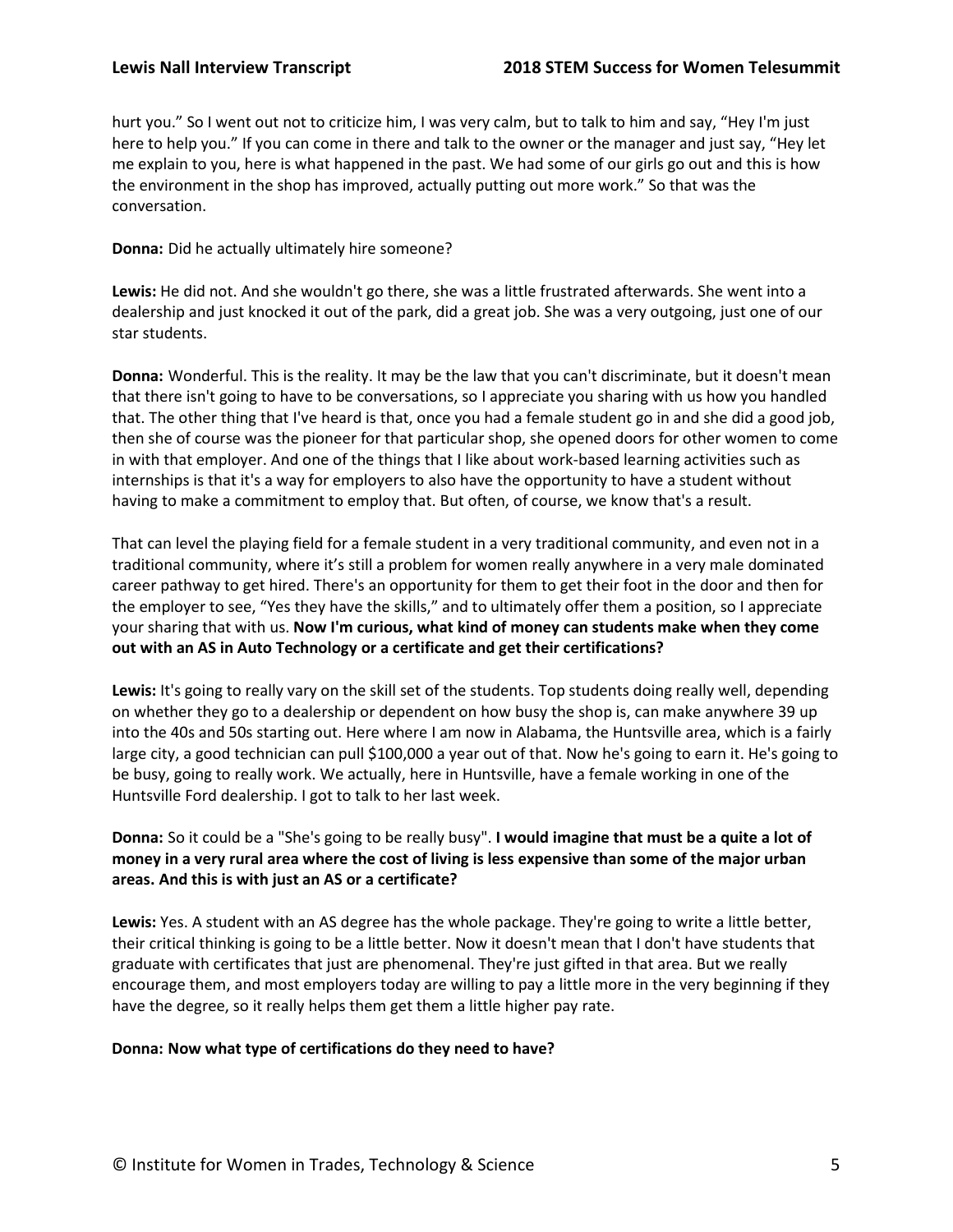hurt you." So I went out not to criticize him, I was very calm, but to talk to him and say, "Hey I'm just here to help you." If you can come in there and talk to the owner or the manager and just say, "Hey let me explain to you, here is what happened in the past. We had some of our girls go out and this is how the environment in the shop has improved, actually putting out more work." So that was the conversation.

**Donna:** Did he actually ultimately hire someone?

**Lewis:** He did not. And she wouldn't go there, she was a little frustrated afterwards. She went into a dealership and just knocked it out of the park, did a great job. She was a very outgoing, just one of our star students.

**Donna:** Wonderful. This is the reality. It may be the law that you can't discriminate, but it doesn't mean that there isn't going to have to be conversations, so I appreciate you sharing with us how you handled that. The other thing that I've heard is that, once you had a female student go in and she did a good job, then she of course was the pioneer for that particular shop, she opened doors for other women to come in with that employer. And one of the things that I like about work-based learning activities such as internships is that it's a way for employers to also have the opportunity to have a student without having to make a commitment to employ that. But often, of course, we know that's a result.

That can level the playing field for a female student in a very traditional community, and even not in a traditional community, where it's still a problem for women really anywhere in a very male dominated career pathway to get hired. There's an opportunity for them to get their foot in the door and then for the employer to see, "Yes they have the skills," and to ultimately offer them a position, so I appreciate your sharing that with us. **Now I'm curious, what kind of money can students make when they come out with an AS in Auto Technology or a certificate and get their certifications?**

**Lewis:** It's going to really vary on the skill set of the students. Top students doing really well, depending on whether they go to a dealership or dependent on how busy the shop is, can make anywhere 39 up into the 40s and 50s starting out. Here where I am now in Alabama, the Huntsville area, which is a fairly large city, a good technician can pull $100,000 a year out of that. Now he's going to earn it. He's going to be busy, going to really work. We actually, here in Huntsville, have a female working in one of the Huntsville Ford dealership. I got to talk to her last week.

**Donna:** So it could be a "She's going to be really busy". **I would imagine that must be a quite a lot of money in a very rural area where the cost of living is less expensive than some of the major urban areas. And this is with just an AS or a certificate?**

**Lewis:** Yes. A student with an AS degree has the whole package. They're going to write a little better, their critical thinking is going to be a little better. Now it doesn't mean that I don't have students that graduate with certificates that just are phenomenal. They're just gifted in that area. But we really encourage them, and most employers today are willing to pay a little more in the very beginning if they have the degree, so it really helps them get them a little higher pay rate.

**Donna: Now what type of certifications do they need to have?**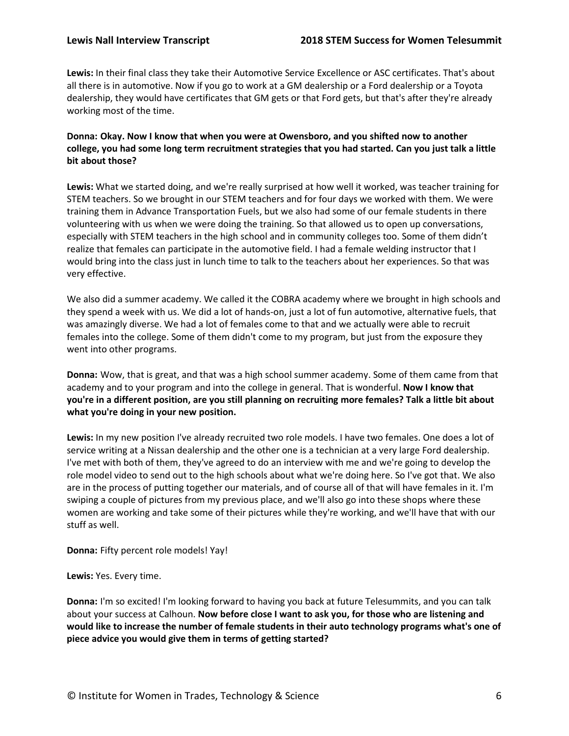**Lewis:** In their final class they take their Automotive Service Excellence or ASC certificates. That's about all there is in automotive. Now if you go to work at a GM dealership or a Ford dealership or a Toyota dealership, they would have certificates that GM gets or that Ford gets, but that's after they're already working most of the time.

**Donna: Okay. Now I know that when you were at Owensboro, and you shifted now to another college, you had some long term recruitment strategies that you had started. Can you just talk a little bit about those?**

**Lewis:** What we started doing, and we're really surprised at how well it worked, was teacher training for STEM teachers. So we brought in our STEM teachers and for four days we worked with them. We were training them in Advance Transportation Fuels, but we also had some of our female students in there volunteering with us when we were doing the training. So that allowed us to open up conversations, especially with STEM teachers in the high school and in community colleges too. Some of them didn't realize that females can participate in the automotive field. I had a female welding instructor that I would bring into the class just in lunch time to talk to the teachers about her experiences. So that was very effective.

We also did a summer academy. We called it the COBRA academy where we brought in high schools and they spend a week with us. We did a lot of hands-on, just a lot of fun automotive, alternative fuels, that was amazingly diverse. We had a lot of females come to that and we actually were able to recruit females into the college. Some of them didn't come to my program, but just from the exposure they went into other programs.

**Donna:** Wow, that is great, and that was a high school summer academy. Some of them came from that academy and to your program and into the college in general. That is wonderful. **Now I know that you're in a different position, are you still planning on recruiting more females? Talk a little bit about what you're doing in your new position.**

**Lewis:** In my new position I've already recruited two role models. I have two females. One does a lot of service writing at a Nissan dealership and the other one is a technician at a very large Ford dealership. I've met with both of them, they've agreed to do an interview with me and we're going to develop the role model video to send out to the high schools about what we're doing here. So I've got that. We also are in the process of putting together our materials, and of course all of that will have females in it. I'm swiping a couple of pictures from my previous place, and we'll also go into these shops where these women are working and take some of their pictures while they're working, and we'll have that with our stuff as well.

**Donna:** Fifty percent role models! Yay!

**Lewis:** Yes. Every time.

**Donna:** I'm so excited! I'm looking forward to having you back at future Telesummits, and you can talk about your success at Calhoun. **Now before close I want to ask you, for those who are listening and would like to increase the number of female students in their auto technology programs what's one of piece advice you would give them in terms of getting started?**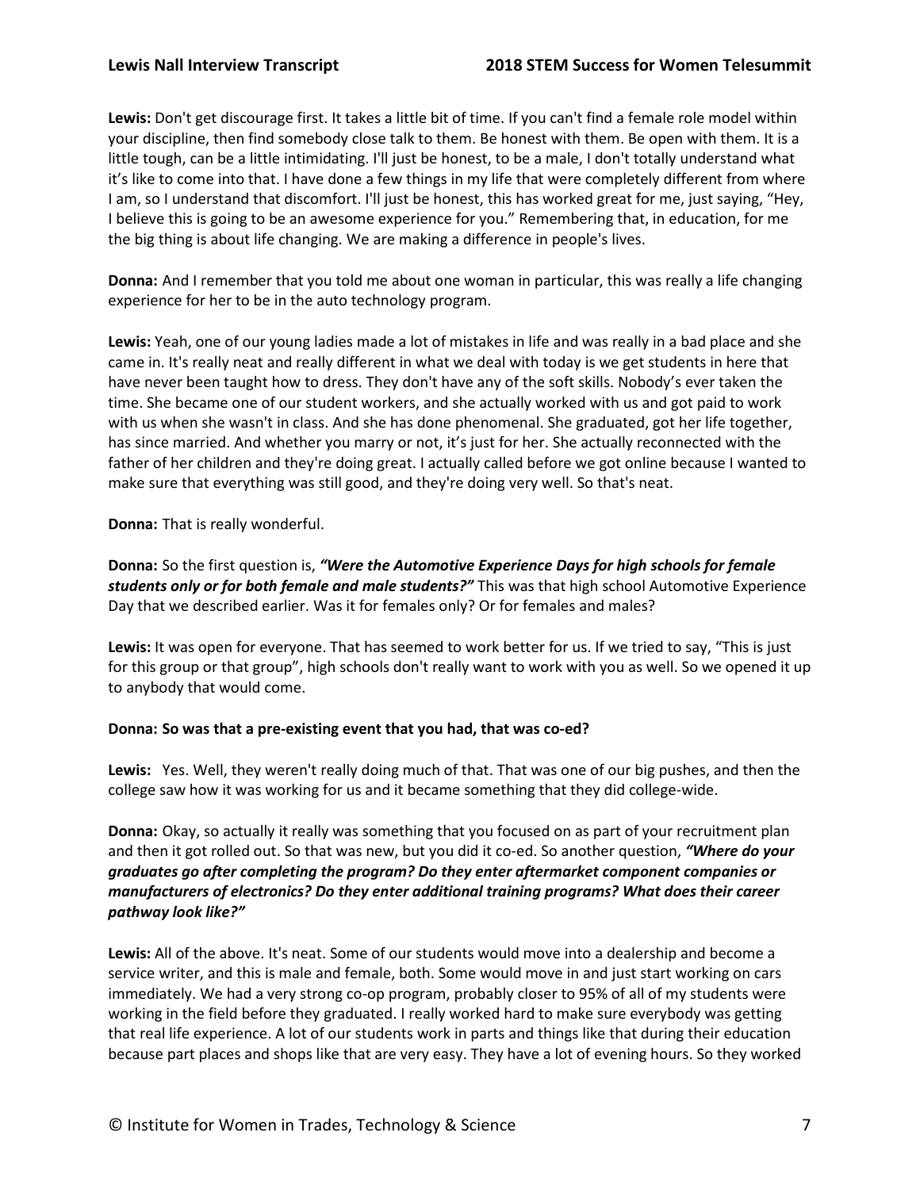**Lewis:** Don't get discourage first. It takes a little bit of time. If you can't find a female role model within your discipline, then find somebody close talk to them. Be honest with them. Be open with them. It is a little tough, can be a little intimidating. I'll just be honest, to be a male, I don't totally understand what it's like to come into that. I have done a few things in my life that were completely different from where I am, so I understand that discomfort. I'll just be honest, this has worked great for me, just saying, "Hey, I believe this is going to be an awesome experience for you." Remembering that, in education, for me the big thing is about life changing. We are making a difference in people's lives.

**Donna:** And I remember that you told me about one woman in particular, this was really a life changing experience for her to be in the auto technology program.

**Lewis:** Yeah, one of our young ladies made a lot of mistakes in life and was really in a bad place and she came in. It's really neat and really different in what we deal with today is we get students in here that have never been taught how to dress. They don't have any of the soft skills. Nobody's ever taken the time. She became one of our student workers, and she actually worked with us and got paid to work with us when she wasn't in class. And she has done phenomenal. She graduated, got her life together, has since married. And whether you marry or not, it's just for her. She actually reconnected with the father of her children and they're doing great. I actually called before we got online because I wanted to make sure that everything was still good, and they're doing very well. So that's neat.

**Donna:** That is really wonderful.

**Donna:** So the first question is, ***"Were the Automotive Experience Days for high schools for female students only or for both female and male students?"*** This was that high school Automotive Experience Day that we described earlier. Was it for females only? Or for females and males?

**Lewis:** It was open for everyone. That has seemed to work better for us. If we tried to say, "This is just for this group or that group", high schools don't really want to work with you as well. So we opened it up to anybody that would come.

**Donna: So was that a pre-existing event that you had, that was co-ed?**

**Lewis:** Yes. Well, they weren't really doing much of that. That was one of our big pushes, and then the college saw how it was working for us and it became something that they did college-wide.

**Donna:** Okay, so actually it really was something that you focused on as part of your recruitment plan and then it got rolled out. So that was new, but you did it co-ed. So another question, ***"Where do your graduates go after completing the program? Do they enter aftermarket component companies or manufacturers of electronics? Do they enter additional training programs? What does their career pathway look like?"***

**Lewis:** All of the above. It's neat. Some of our students would move into a dealership and become a service writer, and this is male and female, both. Some would move in and just start working on cars immediately. We had a very strong co-op program, probably closer to 95% of all of my students were working in the field before they graduated. I really worked hard to make sure everybody was getting that real life experience. A lot of our students work in parts and things like that during their education because part places and shops like that are very easy. They have a lot of evening hours. So they worked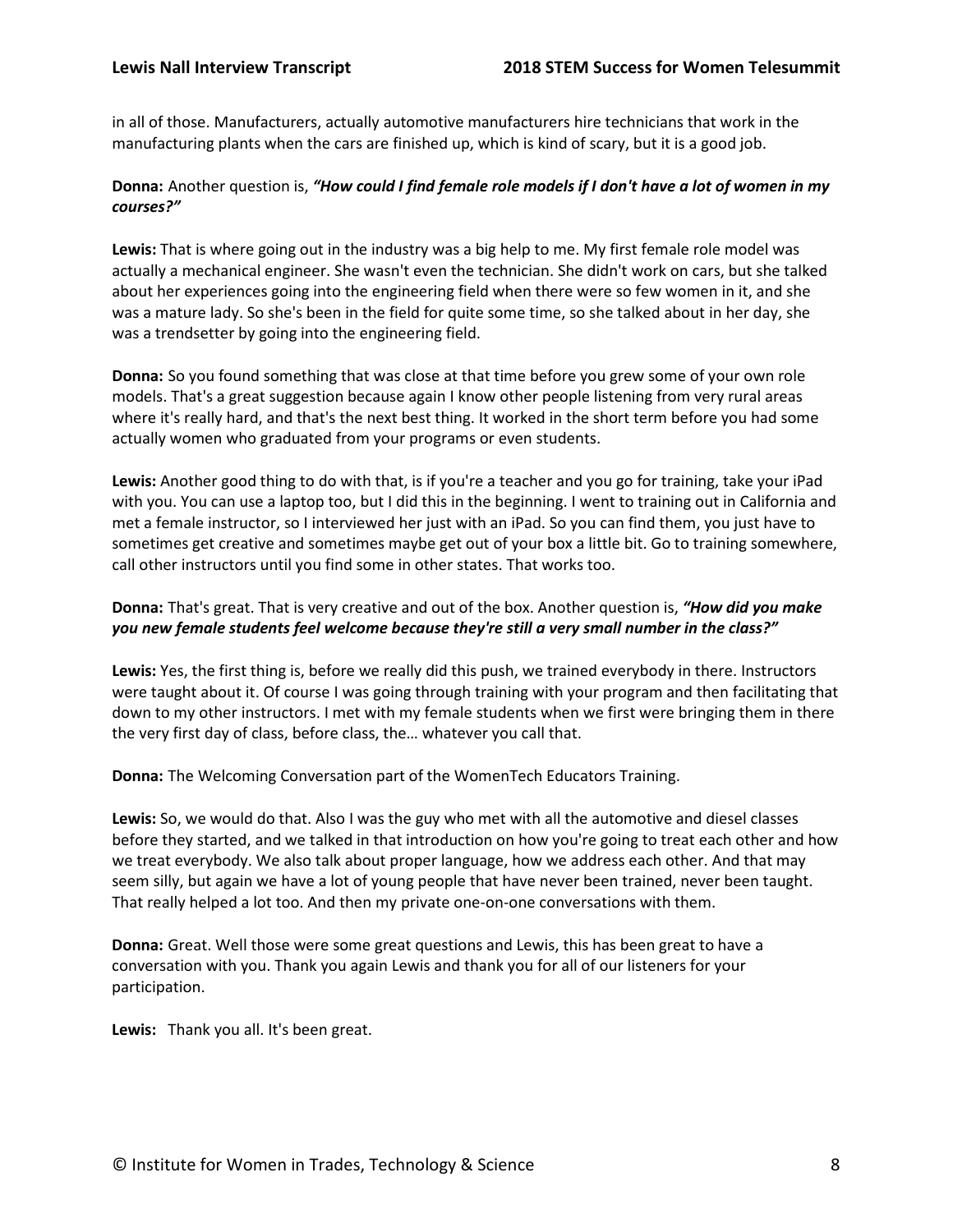in all of those. Manufacturers, actually automotive manufacturers hire technicians that work in the manufacturing plants when the cars are finished up, which is kind of scary, but it is a good job.

**Donna:** Another question is, ***"How could I find female role models if I don't have a lot of women in my courses?"***

**Lewis:** That is where going out in the industry was a big help to me. My first female role model was actually a mechanical engineer. She wasn't even the technician. She didn't work on cars, but she talked about her experiences going into the engineering field when there were so few women in it, and she was a mature lady. So she's been in the field for quite some time, so she talked about in her day, she was a trendsetter by going into the engineering field.

**Donna:** So you found something that was close at that time before you grew some of your own role models. That's a great suggestion because again I know other people listening from very rural areas where it's really hard, and that's the next best thing. It worked in the short term before you had some actually women who graduated from your programs or even students.

**Lewis:** Another good thing to do with that, is if you're a teacher and you go for training, take your iPad with you. You can use a laptop too, but I did this in the beginning. I went to training out in California and met a female instructor, so I interviewed her just with an iPad. So you can find them, you just have to sometimes get creative and sometimes maybe get out of your box a little bit. Go to training somewhere, call other instructors until you find some in other states. That works too.

**Donna:** That's great. That is very creative and out of the box. Another question is, ***"How did you make you new female students feel welcome because they're still a very small number in the class?"***

**Lewis:** Yes, the first thing is, before we really did this push, we trained everybody in there. Instructors were taught about it. Of course I was going through training with your program and then facilitating that down to my other instructors. I met with my female students when we first were bringing them in there the very first day of class, before class, the… whatever you call that.

**Donna:** The Welcoming Conversation part of the WomenTech Educators Training.

**Lewis:** So, we would do that. Also I was the guy who met with all the automotive and diesel classes before they started, and we talked in that introduction on how you're going to treat each other and how we treat everybody. We also talk about proper language, how we address each other. And that may seem silly, but again we have a lot of young people that have never been trained, never been taught. That really helped a lot too. And then my private one-on-one conversations with them.

**Donna:** Great. Well those were some great questions and Lewis, this has been great to have a conversation with you. Thank you again Lewis and thank you for all of our listeners for your participation.

**Lewis:** Thank you all. It's been great.

© Institute for Women in Trades, Technology & Science